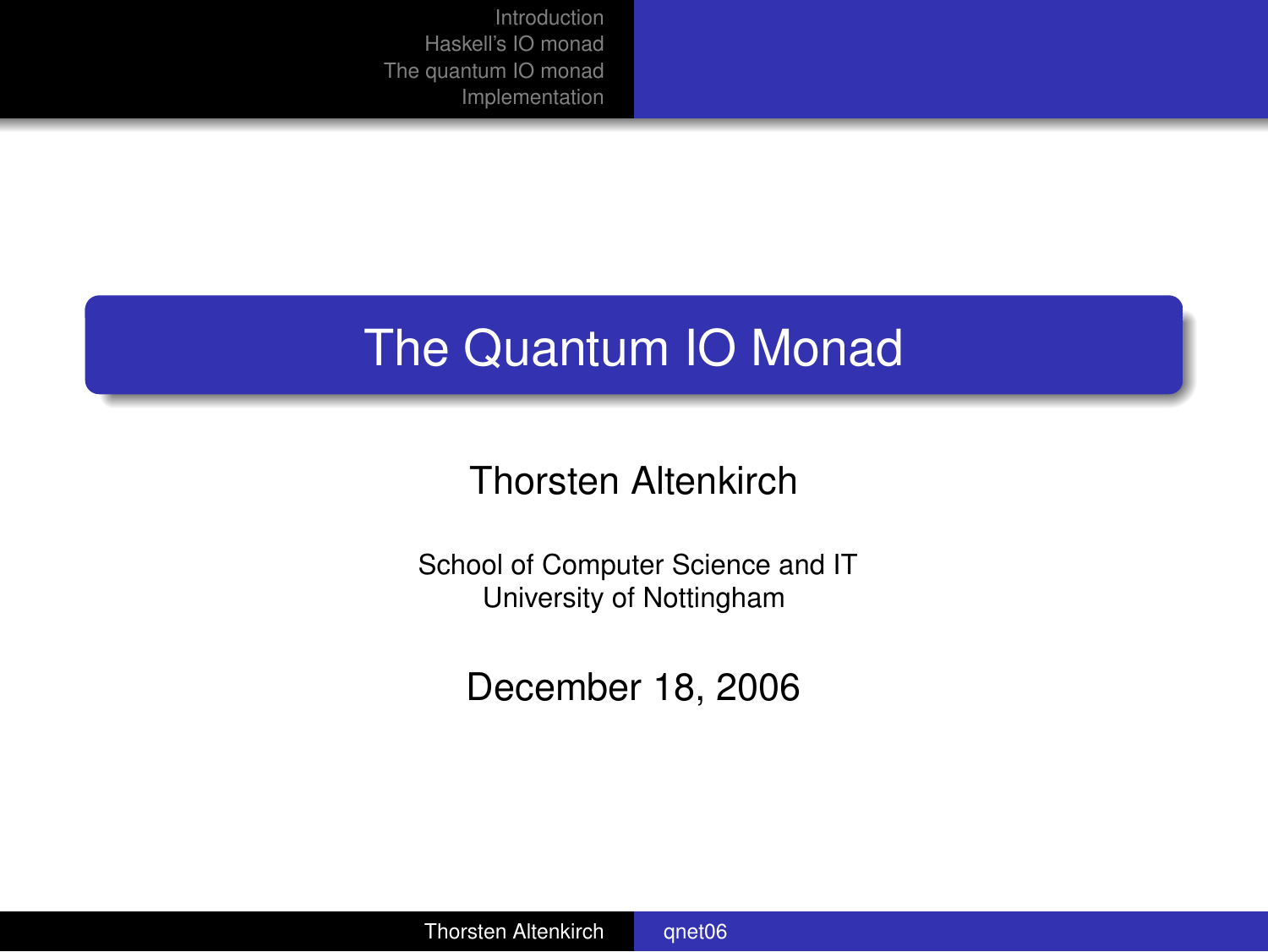# The Quantum IO Monad

Thorsten Altenkirch

School of Computer Science and IT
University of Nottingham

December 18, 2006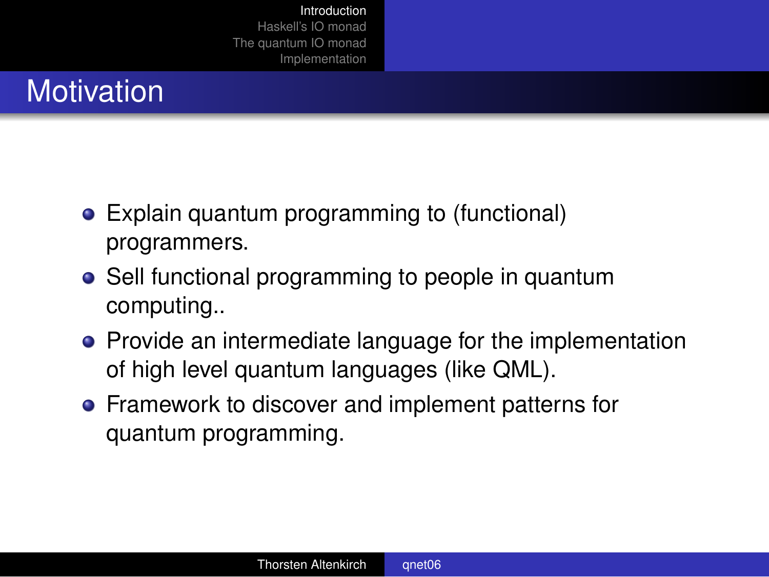## Motivation

- Explain quantum programming to (functional) programmers.
- Sell functional programming to people in quantum computing..
- Provide an intermediate language for the implementation of high level quantum languages (like QML).
- Framework to discover and implement patterns for quantum programming.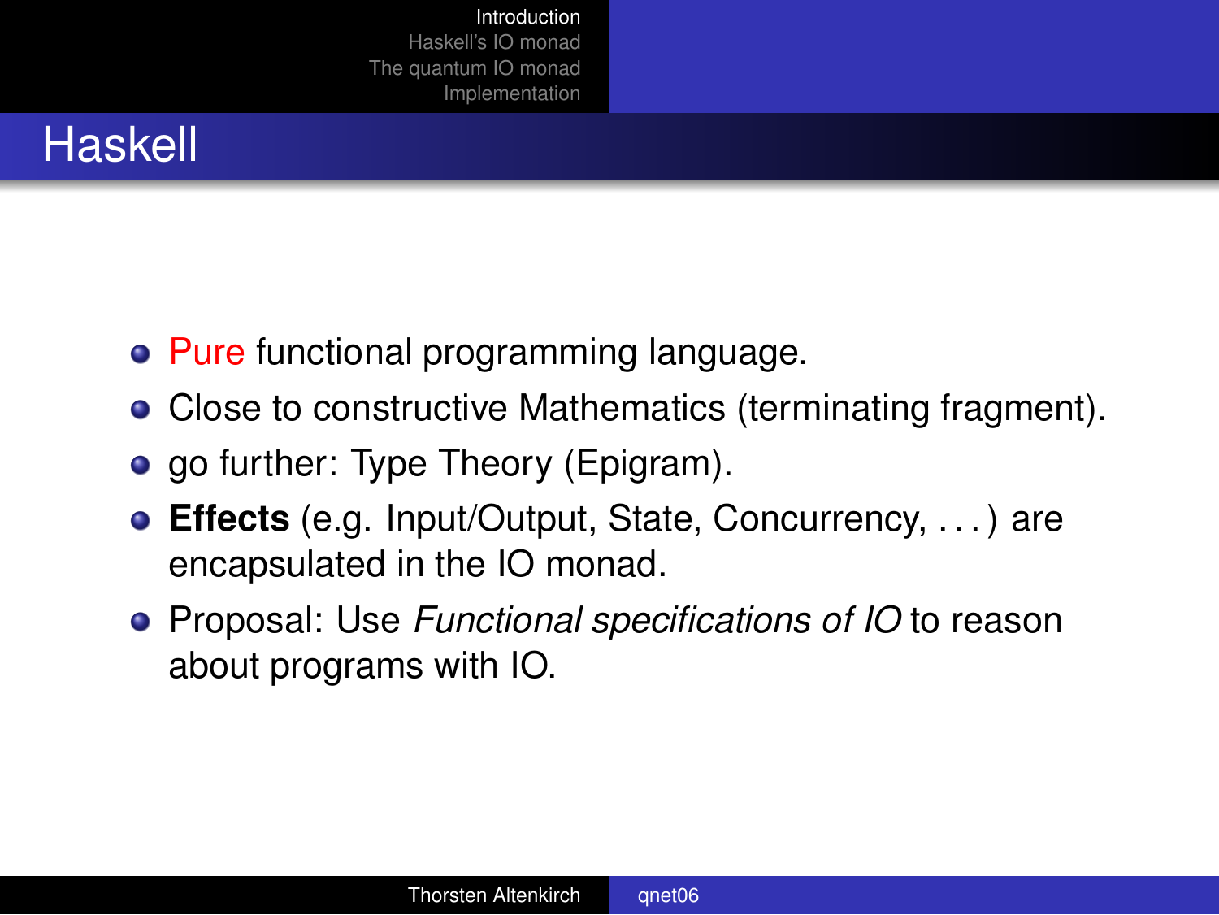# Haskell

- Pure functional programming language.
- Close to constructive Mathematics (terminating fragment).
- go further: Type Theory (Epigram).
- **Effects** (e.g. Input/Output, State, Concurrency, ...) are encapsulated in the IO monad.
- Proposal: Use *Functional specifications of IO* to reason about programs with IO.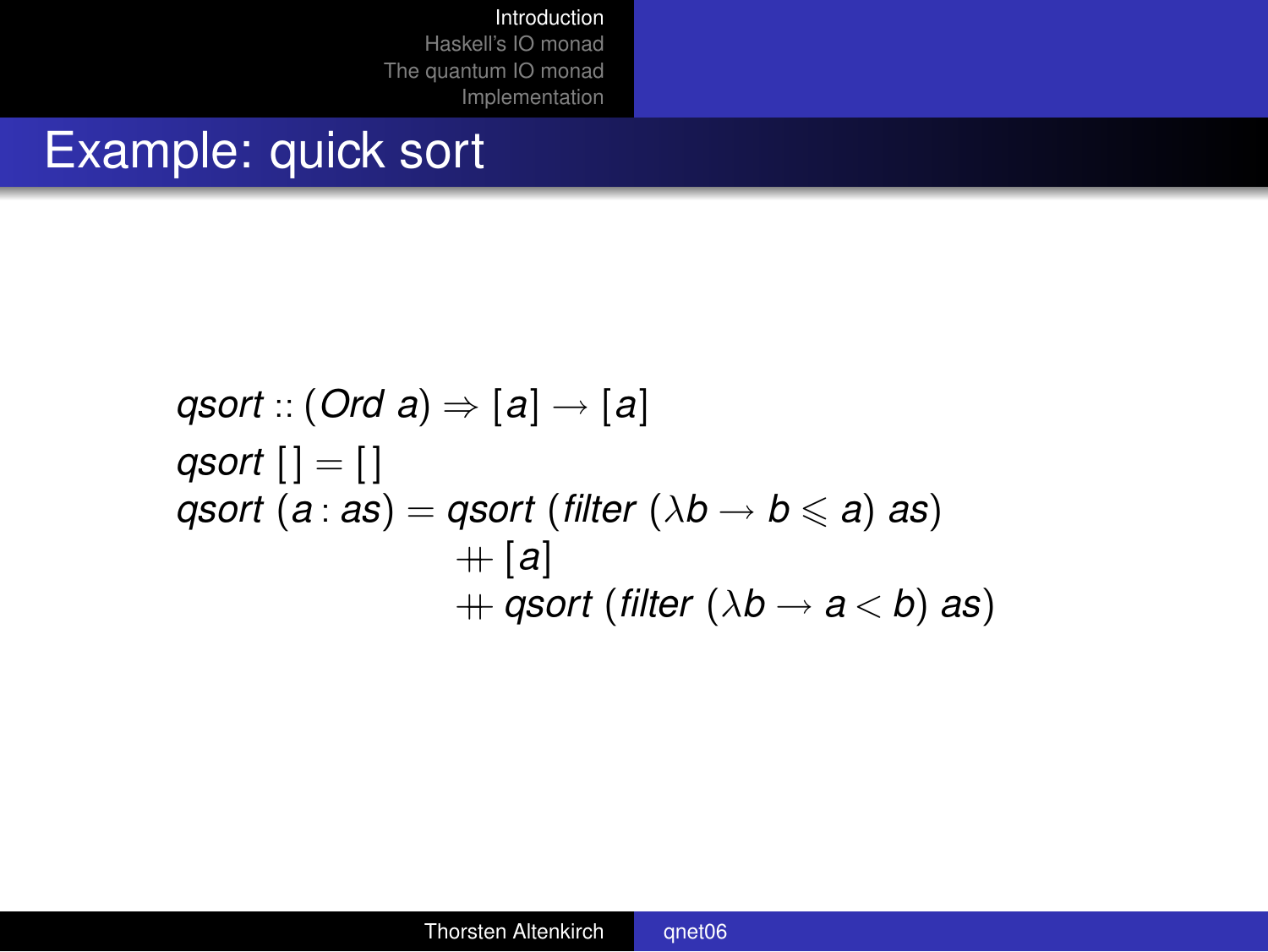# Example: quick sort

$$
\begin{aligned}
&\mathit{qsort} :: (\mathit{Ord}\ a) \Rightarrow [a] \rightarrow [a] \\
&\mathit{qsort}\ [\,] = [\,] \\
&\mathit{qsort}\ (a : \mathit{as}) = \mathit{qsort}\ (\mathit{filter}\ (\lambda b \rightarrow b \leqslant a)\ \mathit{as}) \\
&\qquad\qquad\qquad +\!\!+\ [a] \\
&\qquad\qquad\qquad +\!\!+\ \mathit{qsort}\ (\mathit{filter}\ (\lambda b \rightarrow a < b)\ \mathit{as})
\end{aligned}
$$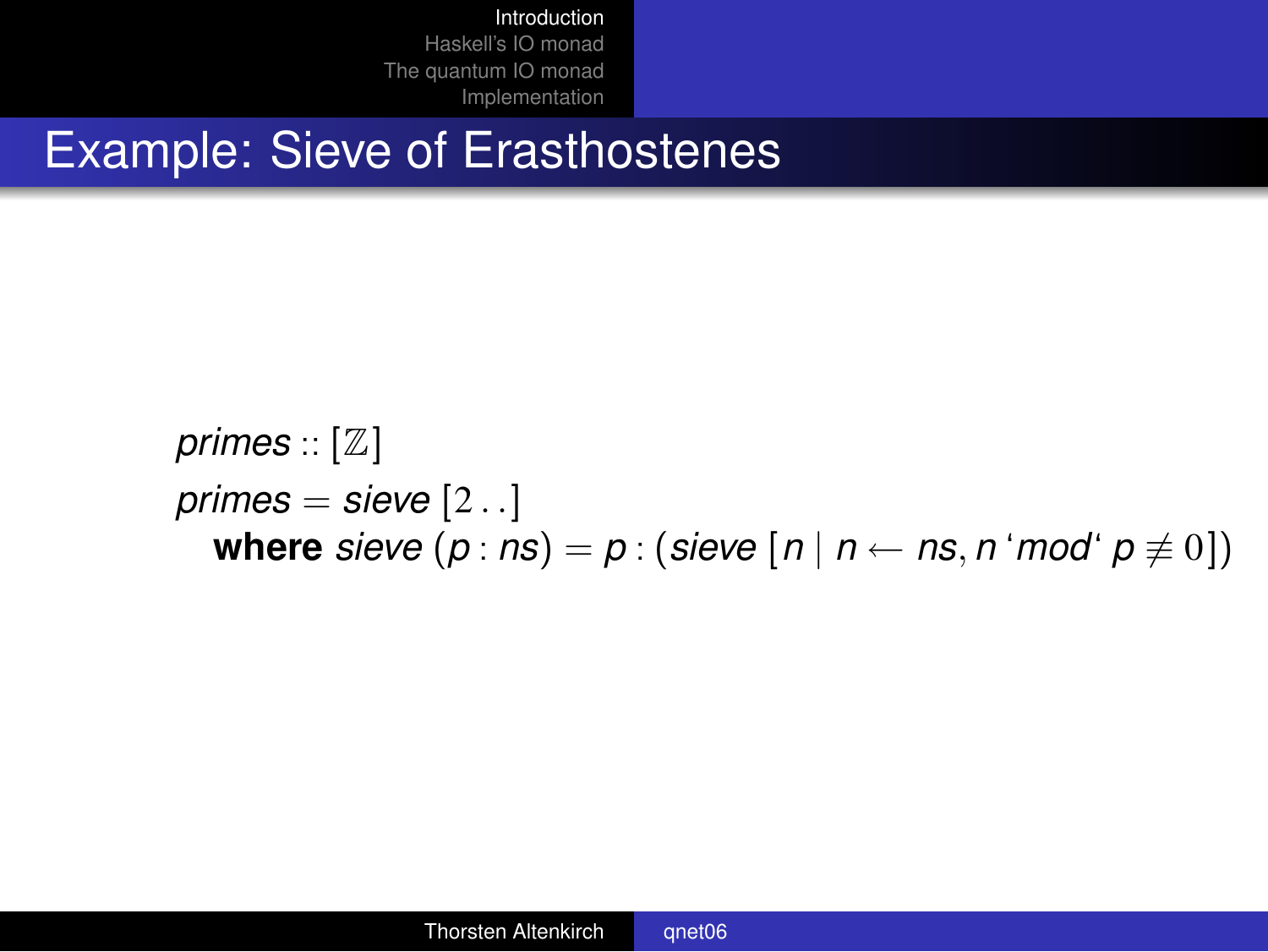## Example: Sieve of Erasthostenes

$$
\begin{array}{l}
\mathit{primes} :: [\mathbb{Z}] \\
\mathit{primes} = \mathit{sieve}\ [2\,..] \\
\quad \textbf{where}\ \mathit{sieve}\ (p : \mathit{ns}) = p : (\mathit{sieve}\ [n \mid n \leftarrow \mathit{ns}, n\ \text{`}\mathit{mod}\text{`}\ p \not\equiv 0])
\end{array}
$$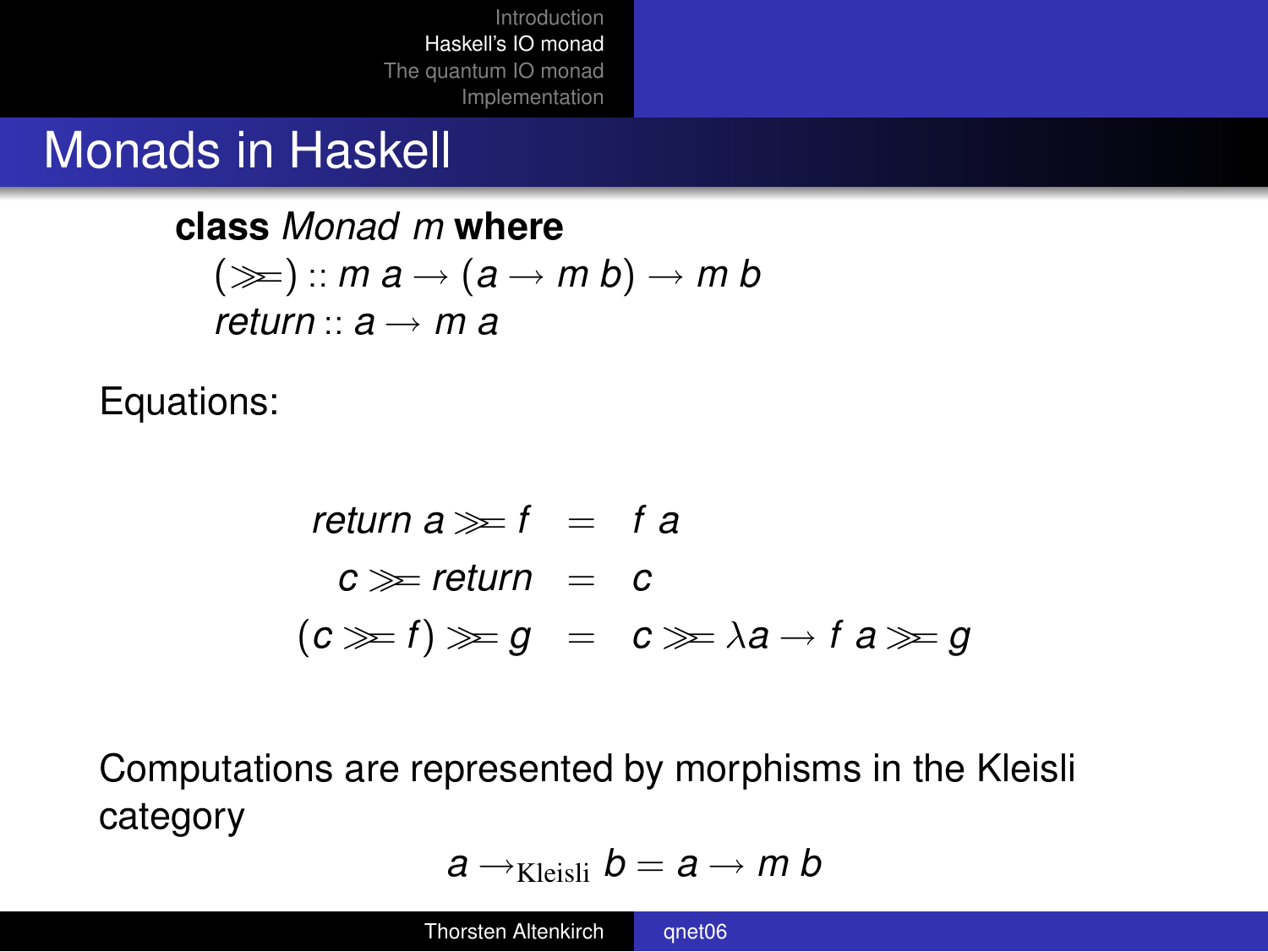# Monads in Haskell

```
class Monad m where
  (>>=) :: m a → (a → m b) → m b
  return :: a → m a
```

Equations:

$$
\begin{aligned}
\mathit{return}\ a \gg\!= f &= f\ a \\
c \gg\!= \mathit{return} &= c \\
(c \gg\!= f) \gg\!= g &= c \gg\!= \lambda a \to f\ a \gg\!= g
\end{aligned}
$$

Computations are represented by morphisms in the Kleisli category

$$a \to_{\text{Kleisli}} b = a \to m\ b$$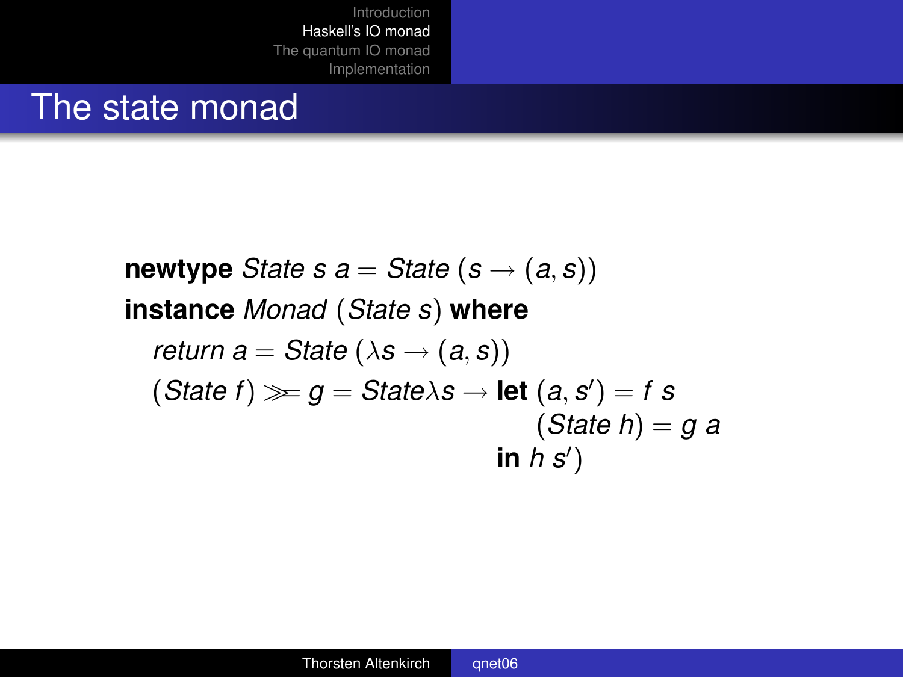# The state monad

```haskell
newtype State s a = State (s -> (a, s))
instance Monad (State s) where
  return a = State (\s -> (a, s))
  (State f) >>= g = State\s -> let (a, s') = f s
                                   (State h) = g a
                               in h s')
```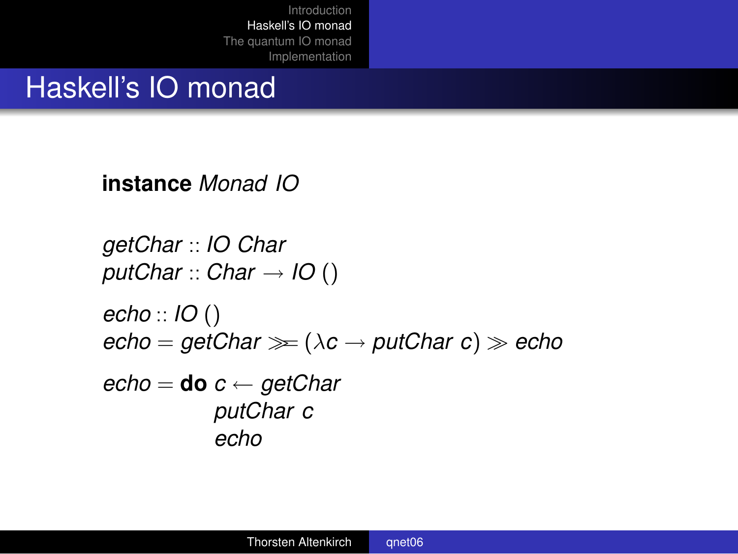# Haskell's IO monad

```haskell
instance Monad IO

getChar :: IO Char
putChar :: Char -> IO ()

echo :: IO ()
echo = getChar >>= (\c -> putChar c) >> echo

echo = do c <- getChar
          putChar c
          echo
```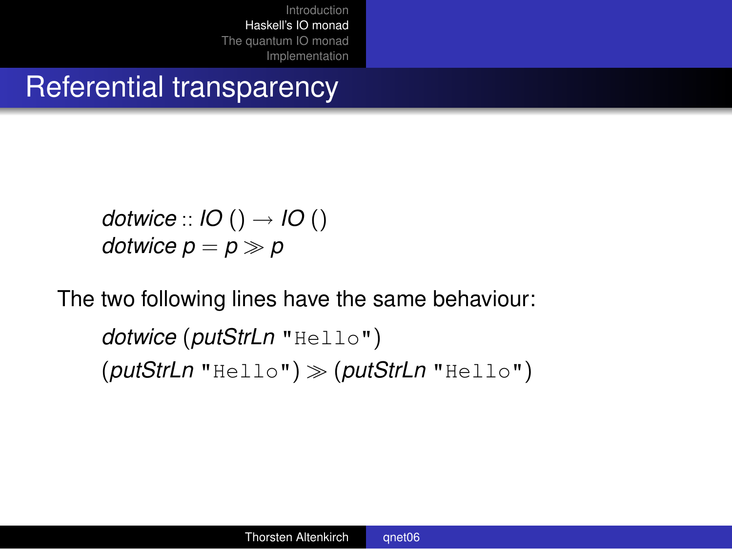# Referential transparency

$$\mathit{dotwice} :: \mathit{IO}\ () \rightarrow \mathit{IO}\ ()$$
$$\mathit{dotwice}\ p = p \gg p$$

The two following lines have the same behaviour:

$\mathit{dotwice}\ (\mathit{putStrLn}\ \texttt{"Hello"})$

$(\mathit{putStrLn}\ \texttt{"Hello"}) \gg (\mathit{putStrLn}\ \texttt{"Hello"})$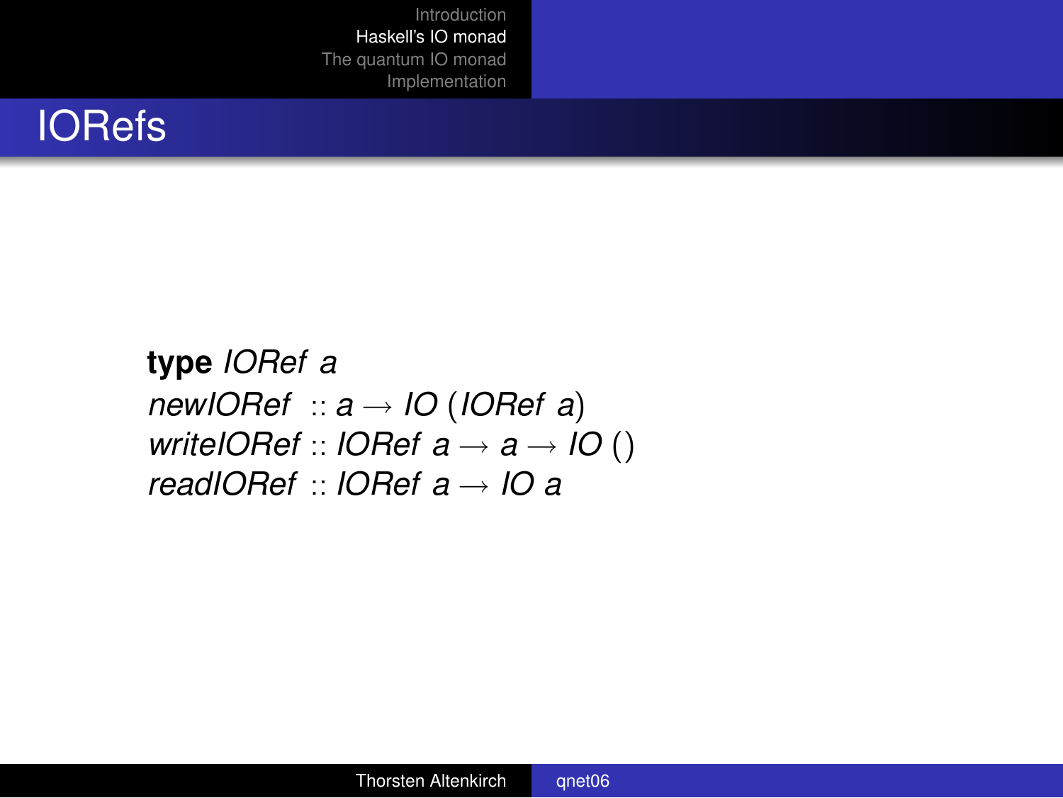# IORefs

```haskell
type IORef a
newIORef   :: a → IO (IORef a)
writeIORef :: IORef a → a → IO ()
readIORef  :: IORef a → IO a
```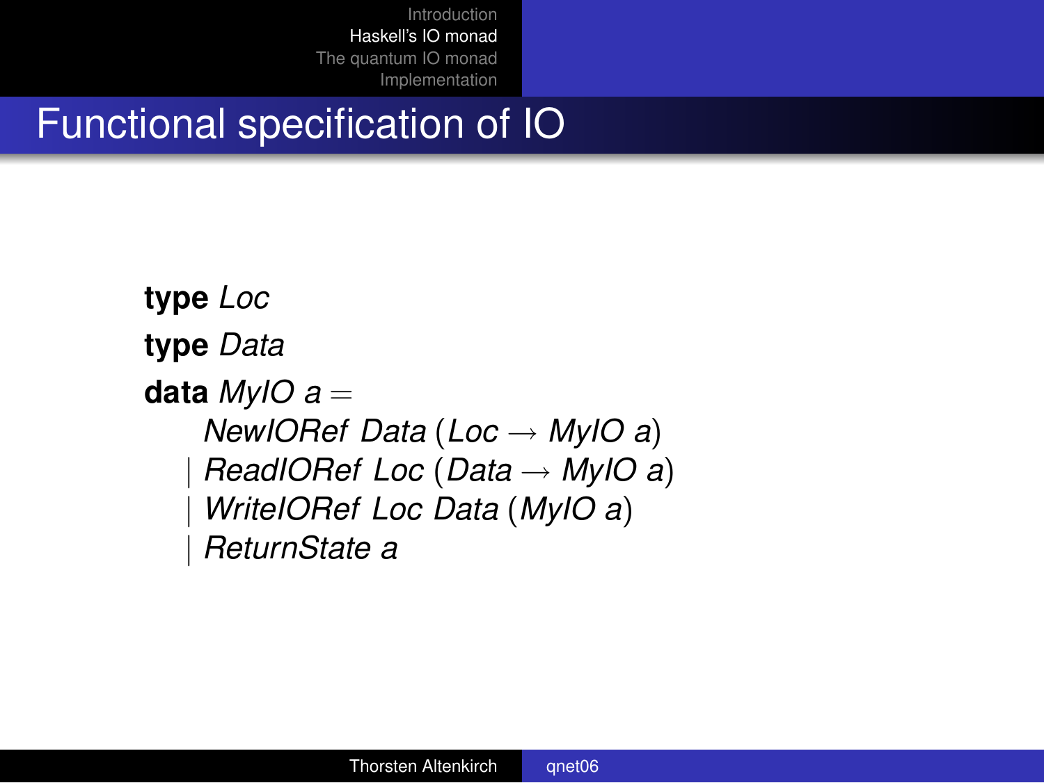# Functional specification of IO

```
type Loc
type Data
data MyIO a =
    NewIORef Data (Loc → MyIO a)
  | ReadIORef Loc (Data → MyIO a)
  | WriteIORef Loc Data (MyIO a)
  | ReturnState a
```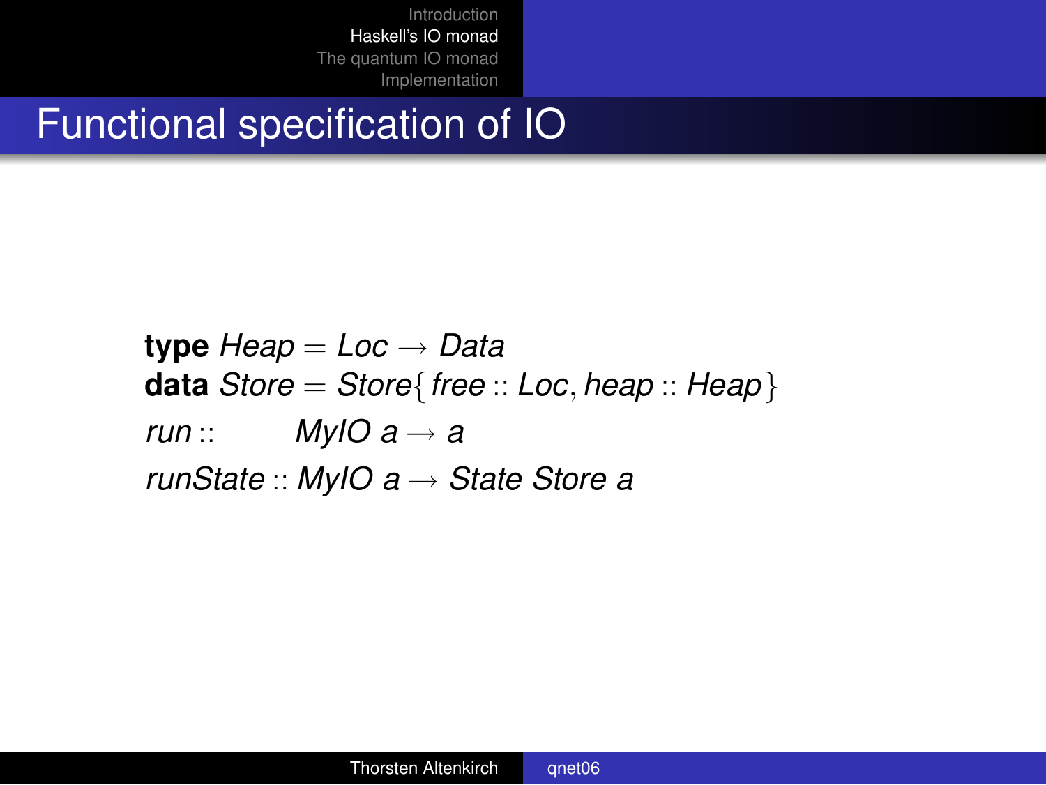# Functional specification of IO

```haskell
type Heap = Loc → Data
data Store = Store{ free :: Loc, heap :: Heap }
run ::       MyIO a → a
runState :: MyIO a → State Store a
```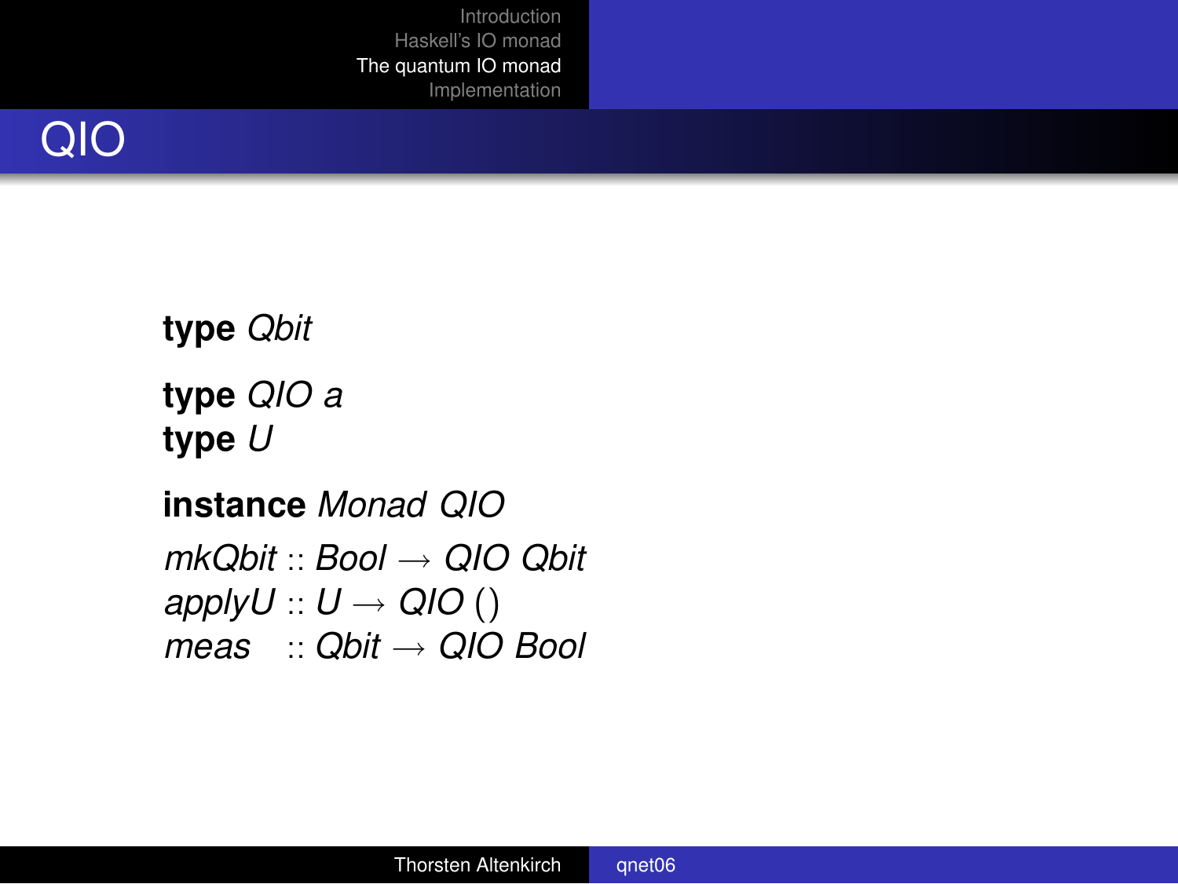# QIO

**type** *Qbit*

**type** *QIO a*
**type** *U*

**instance** *Monad QIO*

*mkQbit* :: *Bool* → *QIO Qbit*
*applyU* :: *U* → *QIO* ()
*meas* :: *Qbit* → *QIO Bool*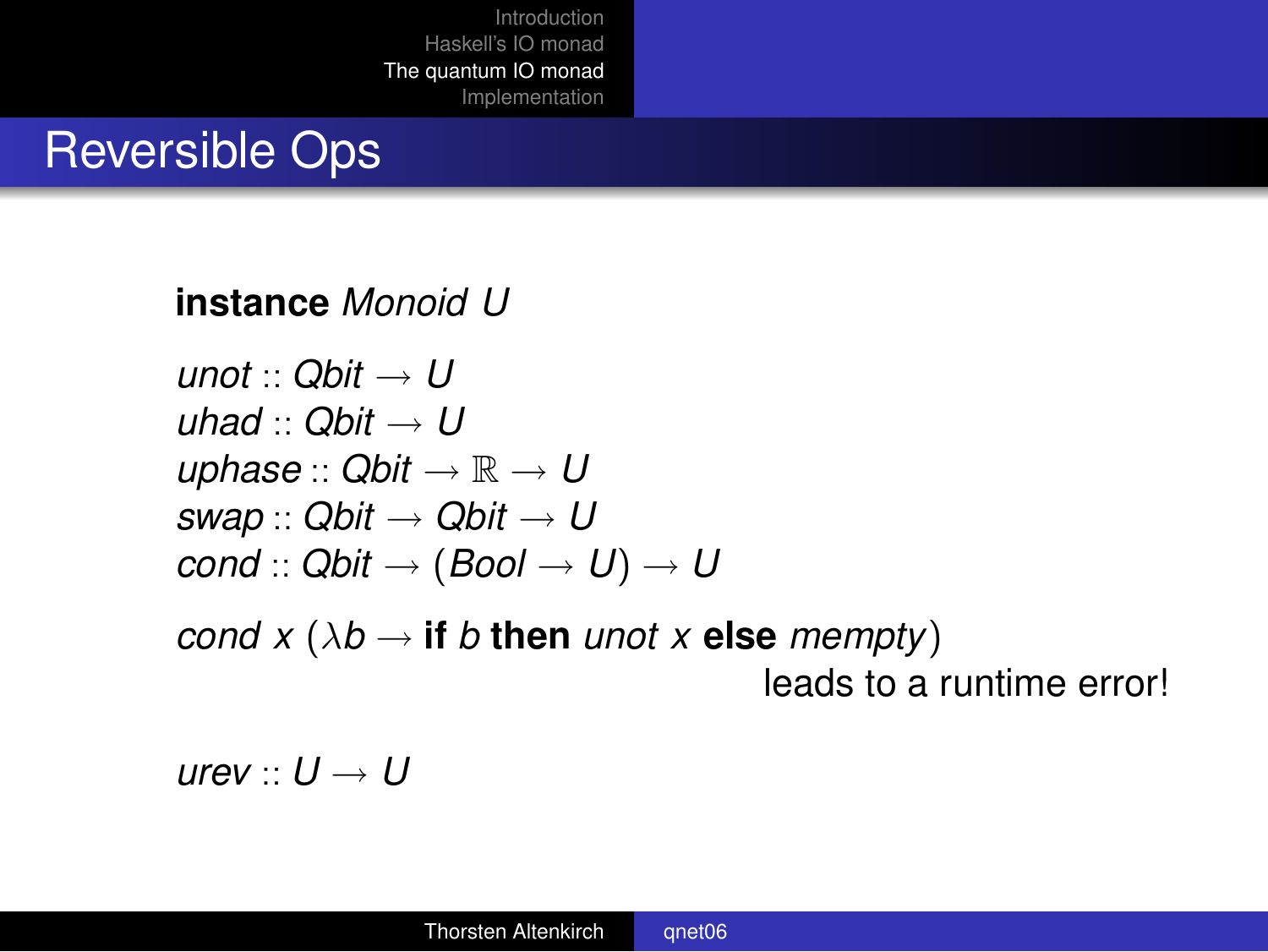## Reversible Ops

**instance** *Monoid U*

$unot :: Qbit \rightarrow U$
$uhad :: Qbit \rightarrow U$
$uphase :: Qbit \rightarrow \mathbb{R} \rightarrow U$
$swap :: Qbit \rightarrow Qbit \rightarrow U$
$cond :: Qbit \rightarrow (Bool \rightarrow U) \rightarrow U$

$cond\ x\ (\lambda b \rightarrow \textbf{if}\ b\ \textbf{then}\ unot\ x\ \textbf{else}\ mempty)$

leads to a runtime error!

$urev :: U \rightarrow U$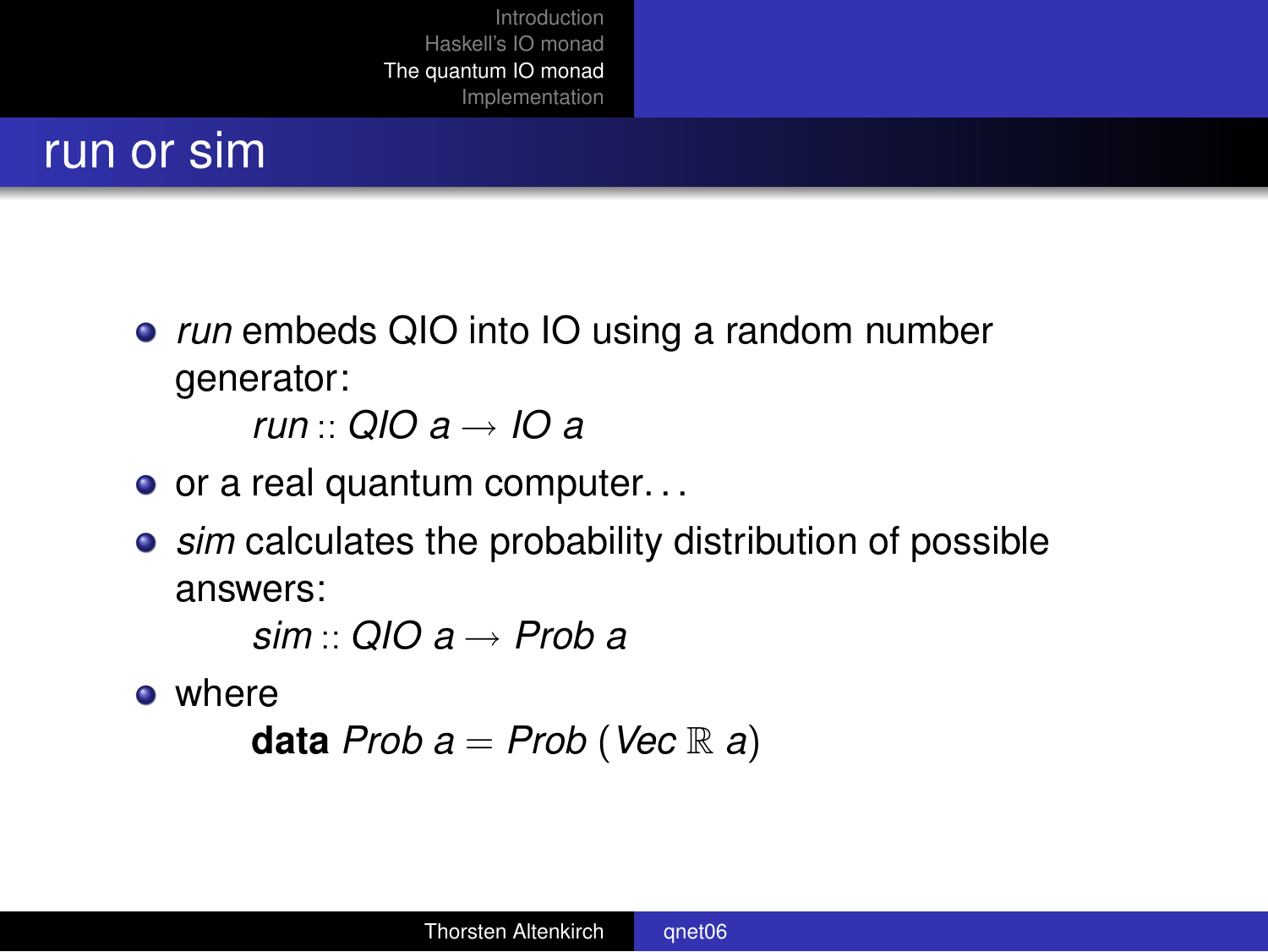## run or sim

- *run* embeds QIO into IO using a random number generator:

  $$run :: QIO\ a \rightarrow IO\ a$$

- or a real quantum computer...
- *sim* calculates the probability distribution of possible answers:

  $$sim :: QIO\ a \rightarrow Prob\ a$$

- where

  $$\textbf{data}\ Prob\ a = Prob\ (Vec\ \mathbb{R}\ a)$$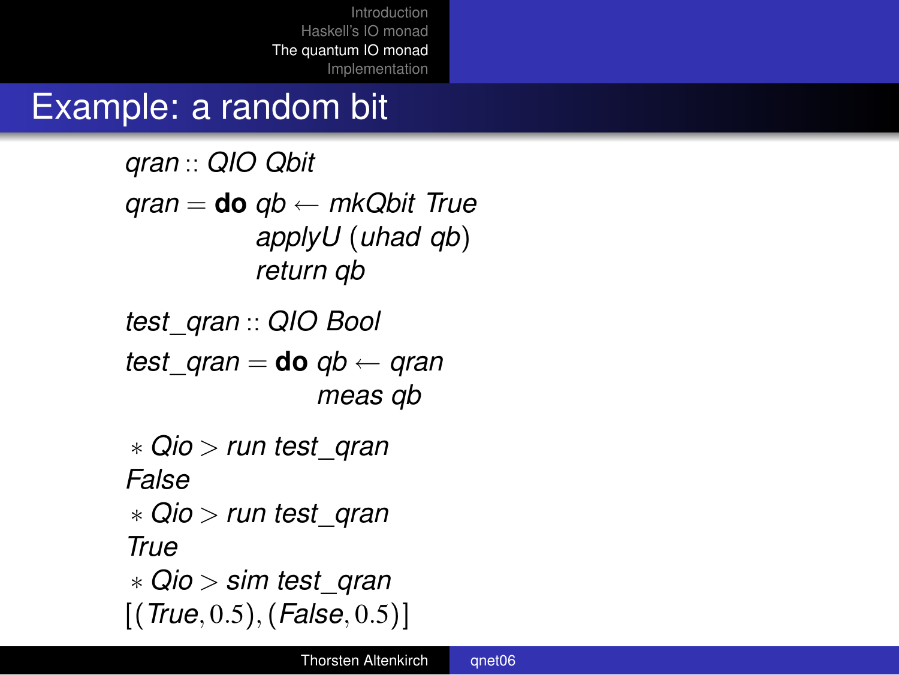# Example: a random bit

```haskell
qran :: QIO Qbit
qran = do qb ← mkQbit True
          applyU (uhad qb)
          return qb

test_qran :: QIO Bool
test_qran = do qb ← qran
               meas qb
```

```
*Qio> run test_qran
False
*Qio> run test_qran
True
*Qio> sim test_qran
[(True,0.5),(False,0.5)]
```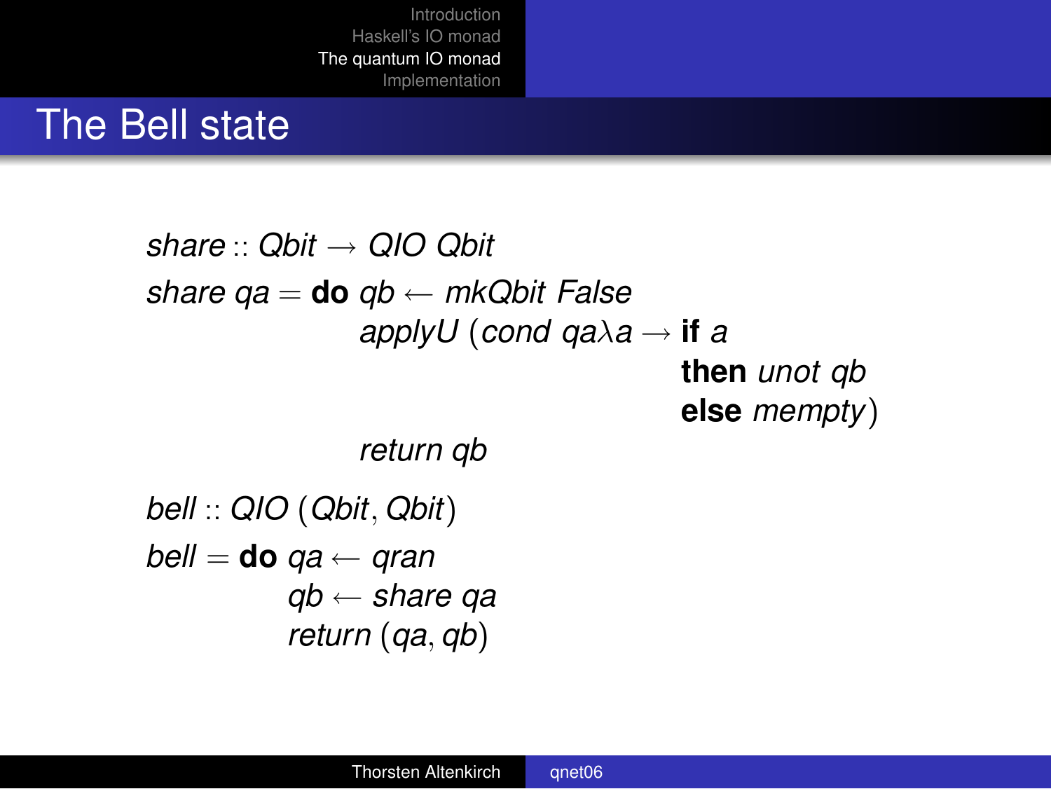# The Bell state

```
share :: Qbit → QIO Qbit
share qa = do qb ← mkQbit False
              applyU (cond qa λa → if a
                                    then unot qb
                                    else mempty)
              return qb

bell :: QIO (Qbit, Qbit)
bell = do qa ← qran
          qb ← share qa
          return (qa, qb)
```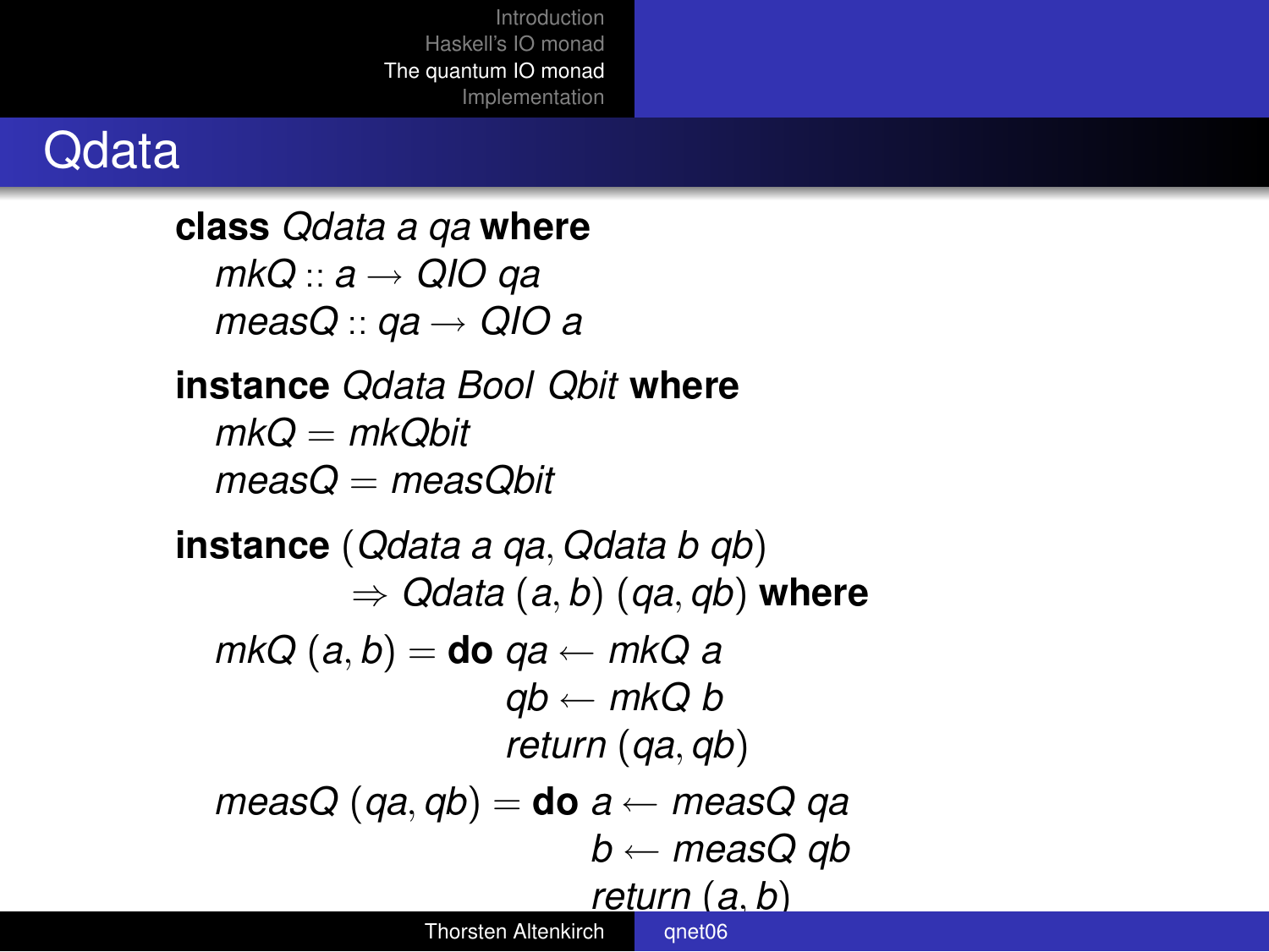# Qdata

```haskell
class Qdata a qa where
  mkQ :: a → QIO qa
  measQ :: qa → QIO a

instance Qdata Bool Qbit where
  mkQ = mkQbit
  measQ = measQbit

instance (Qdata a qa, Qdata b qb)
           ⇒ Qdata (a, b) (qa, qb) where
  mkQ (a, b) = do qa ← mkQ a
                  qb ← mkQ b
                  return (qa, qb)
  measQ (qa, qb) = do a ← measQ qa
                      b ← measQ qb
                      return (a, b)
```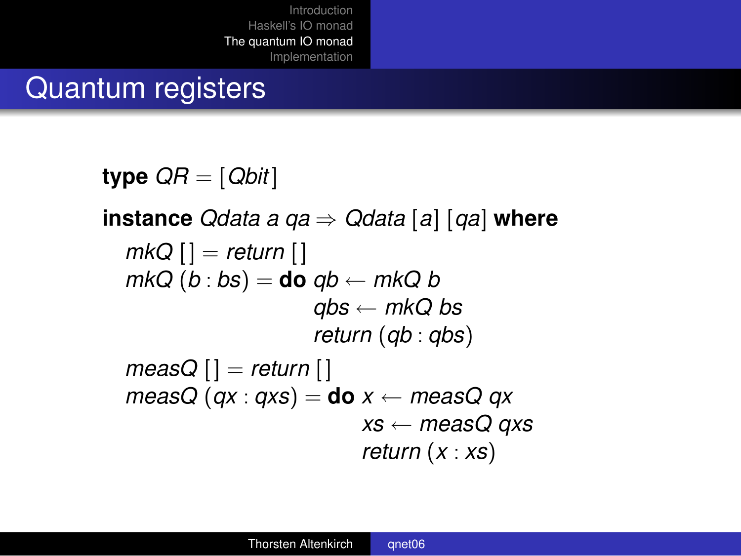# Quantum registers

```
type QR = [Qbit]

instance Qdata a qa ⇒ Qdata [a] [qa] where
  mkQ [] = return []
  mkQ (b : bs) = do qb ← mkQ b
                    qbs ← mkQ bs
                    return (qb : qbs)
  measQ [] = return []
  measQ (qx : qxs) = do x ← measQ qx
                        xs ← measQ qxs
                        return (x : xs)
```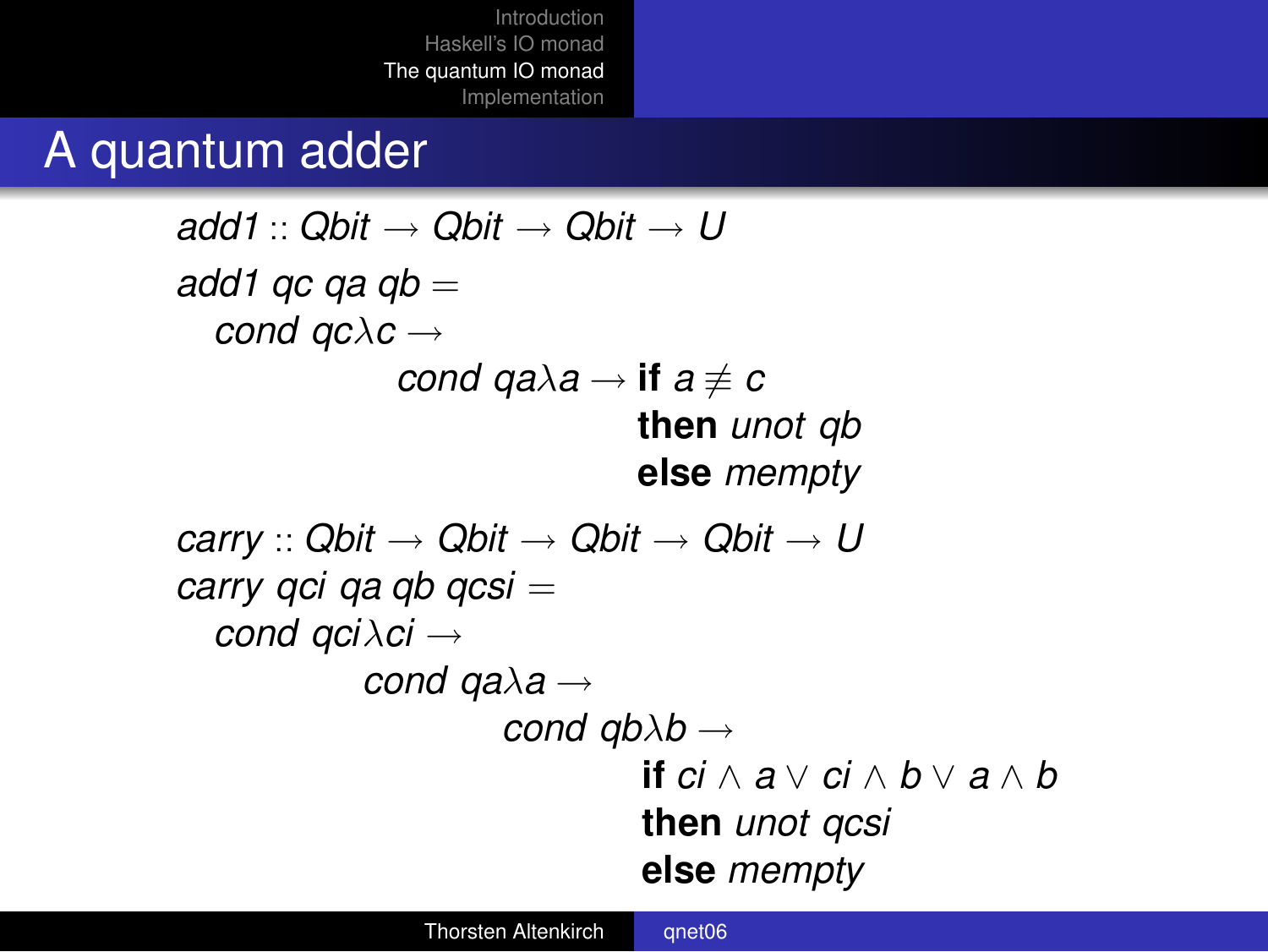# A quantum adder

$$
\begin{array}{l}
\mathit{add1} :: \mathit{Qbit} \to \mathit{Qbit} \to \mathit{Qbit} \to U \\
\mathit{add1}\ \mathit{qc}\ \mathit{qa}\ \mathit{qb} = \\
\quad \mathit{cond}\ \mathit{qc} \lambda c \to \\
\qquad\qquad \mathit{cond}\ \mathit{qa} \lambda a \to \textbf{if}\ a \not\equiv c \\
\qquad\qquad\qquad\qquad\quad \textbf{then}\ \mathit{unot}\ \mathit{qb} \\
\qquad\qquad\qquad\qquad\quad \textbf{else}\ \mathit{mempty}
\end{array}
$$

$$
\begin{array}{l}
\mathit{carry} :: \mathit{Qbit} \to \mathit{Qbit} \to \mathit{Qbit} \to \mathit{Qbit} \to U \\
\mathit{carry}\ \mathit{qci}\ \mathit{qa}\ \mathit{qb}\ \mathit{qcsi} = \\
\quad \mathit{cond}\ \mathit{qci} \lambda \mathit{ci} \to \\
\qquad\qquad \mathit{cond}\ \mathit{qa} \lambda a \to \\
\qquad\qquad\qquad \mathit{cond}\ \mathit{qb} \lambda b \to \\
\qquad\qquad\qquad\qquad \textbf{if}\ \mathit{ci} \wedge a \vee \mathit{ci} \wedge b \vee a \wedge b \\
\qquad\qquad\qquad\qquad \textbf{then}\ \mathit{unot}\ \mathit{qcsi} \\
\qquad\qquad\qquad\qquad \textbf{else}\ \mathit{mempty}
\end{array}
$$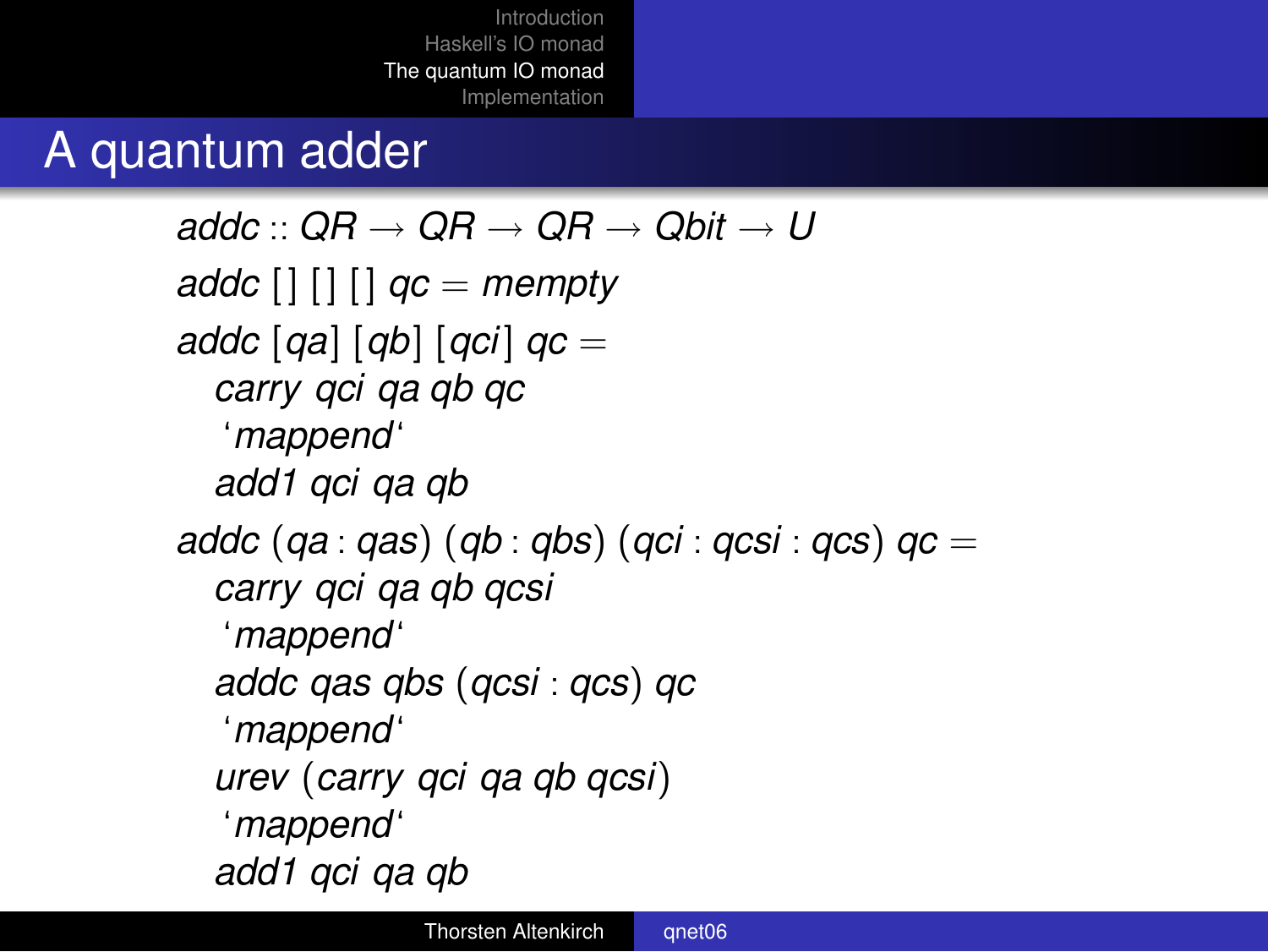# A quantum adder

```
addc :: QR → QR → QR → Qbit → U
addc [] [] [] qc = mempty
addc [qa] [qb] [qci] qc =
  carry qci qa qb qc
  `mappend`
  add1 qci qa qb
addc (qa : qas) (qb : qbs) (qci : qcsi : qcs) qc =
  carry qci qa qb qcsi
  `mappend`
  addc qas qbs (qcsi : qcs) qc
  `mappend`
  urev (carry qci qa qb qcsi)
  `mappend`
  add1 qci qa qb
```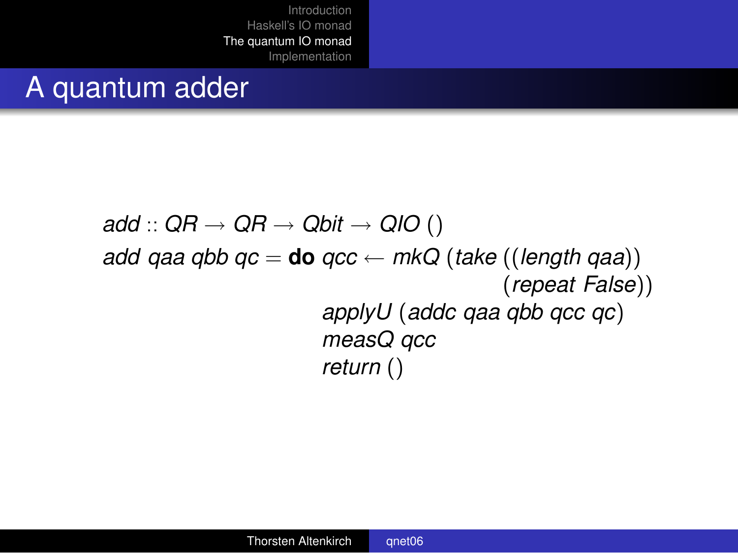# A quantum adder

```
add :: QR → QR → Qbit → QIO ()
add qaa qbb qc = do qcc ← mkQ (take ((length qaa))
                                   (repeat False))
                    applyU (addc qaa qbb qcc qc)
                    measQ qcc
                    return ()
```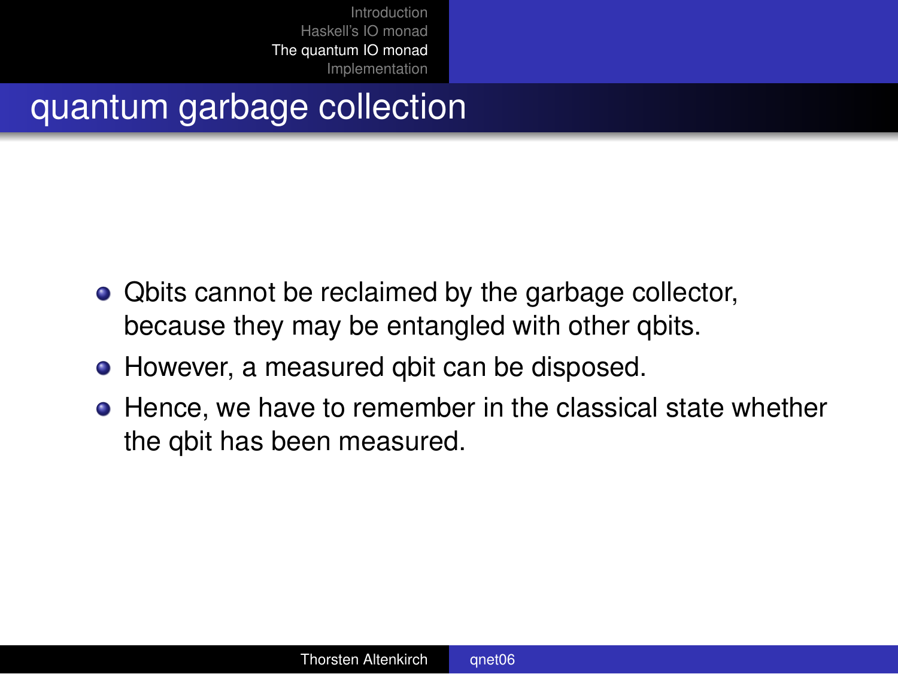# quantum garbage collection

- Qbits cannot be reclaimed by the garbage collector, because they may be entangled with other qbits.
- However, a measured qbit can be disposed.
- Hence, we have to remember in the classical state whether the qbit has been measured.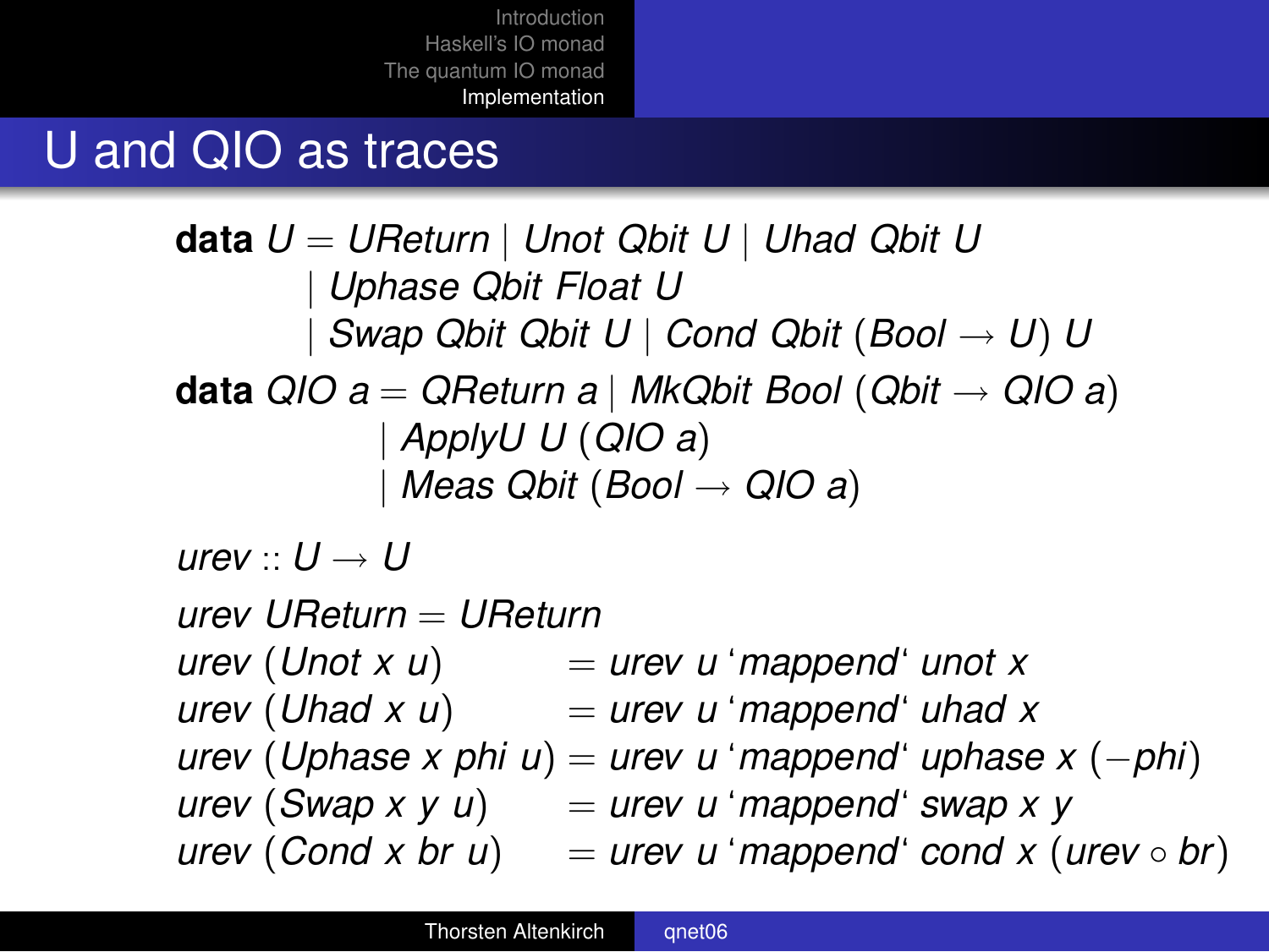# U and QIO as traces

```haskell
data U = UReturn | Unot Qbit U | Uhad Qbit U
       | Uphase Qbit Float U
       | Swap Qbit Qbit U | Cond Qbit (Bool → U) U
data QIO a = QReturn a | MkQbit Bool (Qbit → QIO a)
           | ApplyU U (QIO a)
           | Meas Qbit (Bool → QIO a)

urev :: U → U

urev UReturn = UReturn
urev (Unot x u)       = urev u `mappend` unot x
urev (Uhad x u)       = urev u `mappend` uhad x
urev (Uphase x phi u) = urev u `mappend` uphase x (−phi)
urev (Swap x y u)     = urev u `mappend` swap x y
urev (Cond x br u)    = urev u `mappend` cond x (urev ∘ br)
```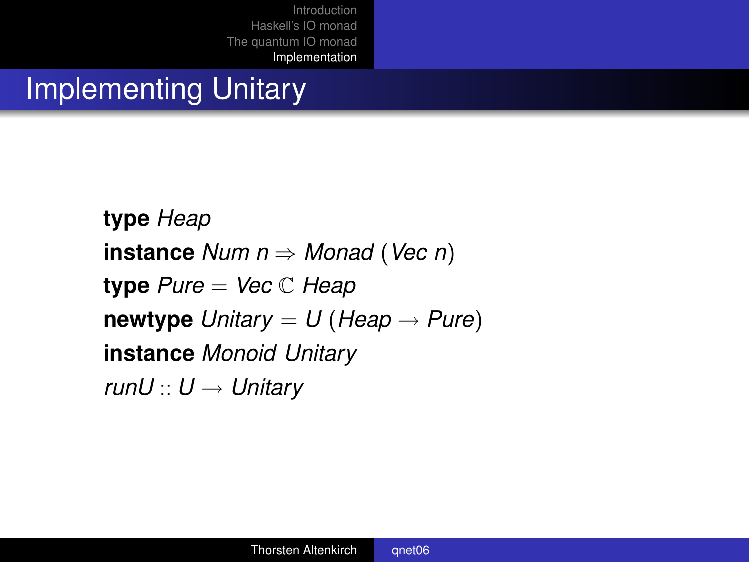# Implementing Unitary

```
type Heap
instance Num n ⇒ Monad (Vec n)
type Pure = Vec ℂ Heap
newtype Unitary = U (Heap → Pure)
instance Monoid Unitary
runU :: U → Unitary
```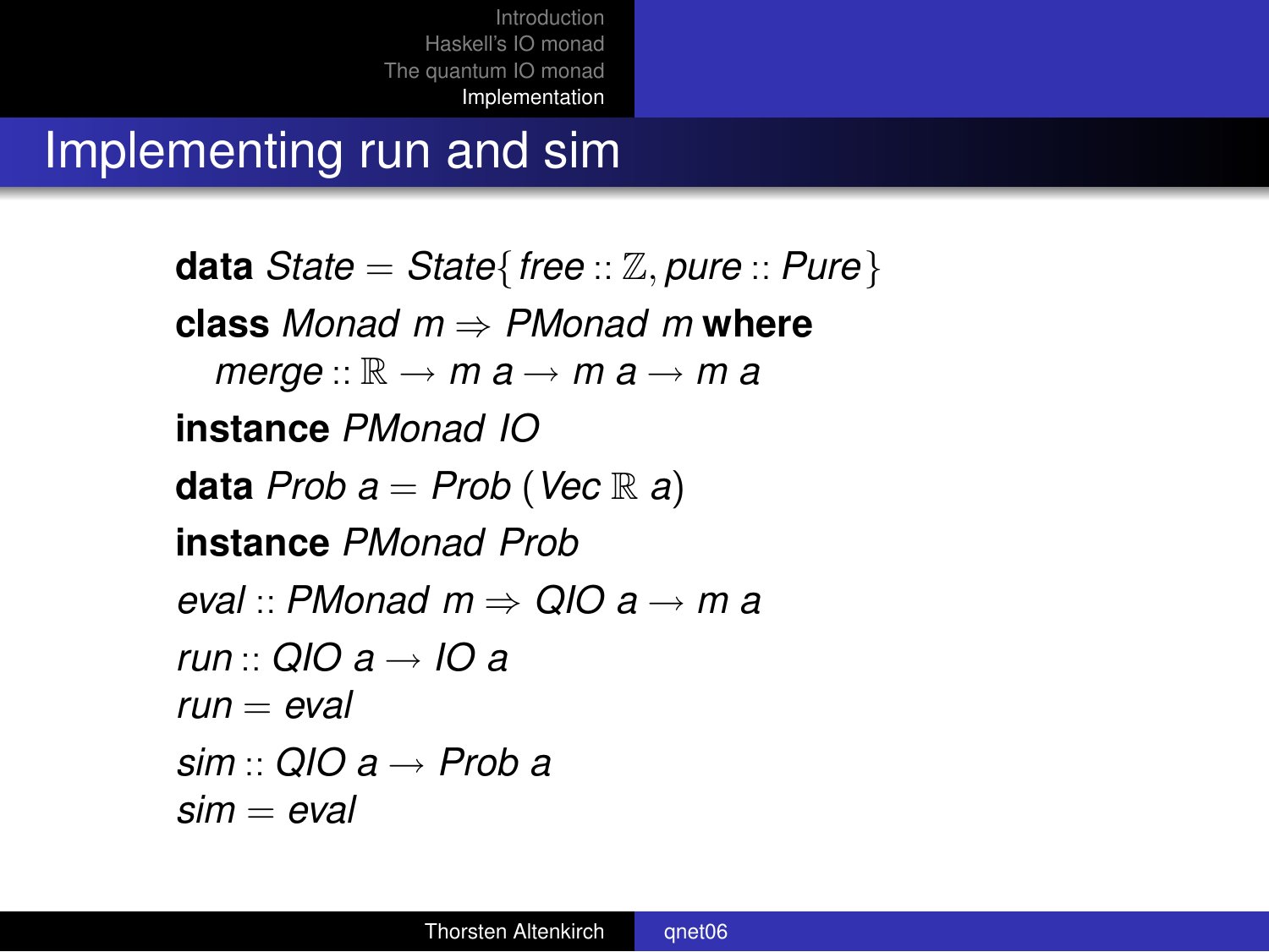# Implementing run and sim

```
data State = State{ free :: ℤ, pure :: Pure}
class Monad m ⇒ PMonad m where
  merge :: ℝ → m a → m a → m a
instance PMonad IO
data Prob a = Prob (Vec ℝ a)
instance PMonad Prob
eval :: PMonad m ⇒ QIO a → m a
run :: QIO a → IO a
run = eval
sim :: QIO a → Prob a
sim = eval
```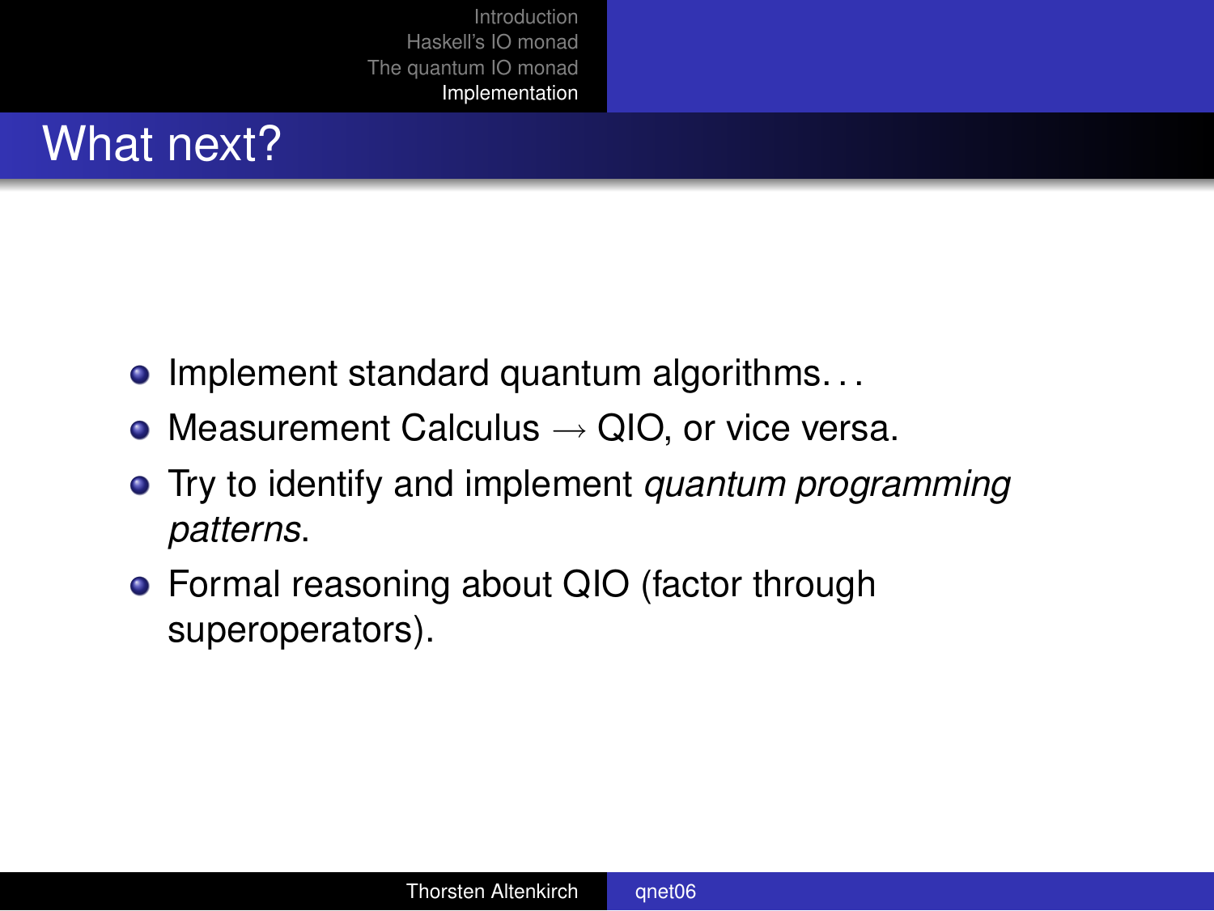# What next?

- Implement standard quantum algorithms...
- Measurement Calculus $\rightarrow$ QIO, or vice versa.
- Try to identify and implement *quantum programming patterns*.
- Formal reasoning about QIO (factor through superoperators).